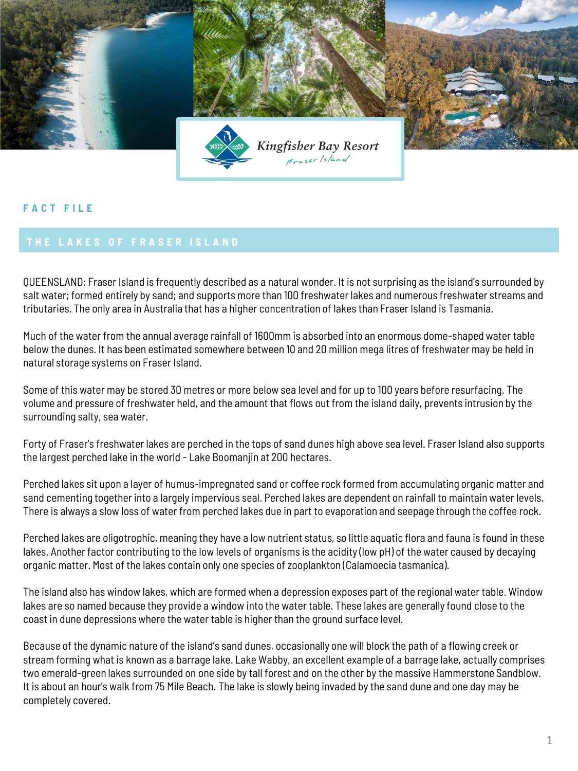Kingfisher Bay Resort

Fraser Island

FACT FILE

# THE LAKES OF FRASER ISLAND

QUEENSLAND: Fraser Island is frequently described as a natural wonder. It is not surprising as the island's surrounded by salt water; formed entirely by sand; and supports more than 100 freshwater lakes and numerous freshwater streams and tributaries. The only area in Australia that has a higher concentration of lakes than Fraser Island is Tasmania.

Much of the water from the annual average rainfall of 1600mm is absorbed into an enormous dome-shaped water table below the dunes. It has been estimated somewhere between 10 and 20 million mega litres of freshwater may be held in natural storage systems on Fraser Island.

Some of this water may be stored 30 metres or more below sea level and for up to 100 years before resurfacing. The volume and pressure of freshwater held, and the amount that flows out from the island daily, prevents intrusion by the surrounding salty, sea water.

Forty of Fraser's freshwater lakes are perched in the tops of sand dunes high above sea level. Fraser Island also supports the largest perched lake in the world - Lake Boomanjin at 200 hectares.

Perched lakes sit upon a layer of humus-impregnated sand or coffee rock formed from accumulating organic matter and sand cementing together into a largely impervious seal. Perched lakes are dependent on rainfall to maintain water levels. There is always a slow loss of water from perched lakes due in part to evaporation and seepage through the coffee rock.

Perched lakes are oligotrophic, meaning they have a low nutrient status, so little aquatic flora and fauna is found in these lakes. Another factor contributing to the low levels of organisms is the acidity (low pH) of the water caused by decaying organic matter. Most of the lakes contain only one species of zooplankton (Calamoecia tasmanica).

The island also has window lakes, which are formed when a depression exposes part of the regional water table. Window lakes are so named because they provide a window into the water table. These lakes are generally found close to the coast in dune depressions where the water table is higher than the ground surface level.

Because of the dynamic nature of the island's sand dunes, occasionally one will block the path of a flowing creek or stream forming what is known as a barrage lake. Lake Wabby, an excellent example of a barrage lake, actually comprises two emerald-green lakes surrounded on one side by tall forest and on the other by the massive Hammerstone Sandblow. It is about an hour's walk from 75 Mile Beach. The lake is slowly being invaded by the sand dune and one day may be completely covered.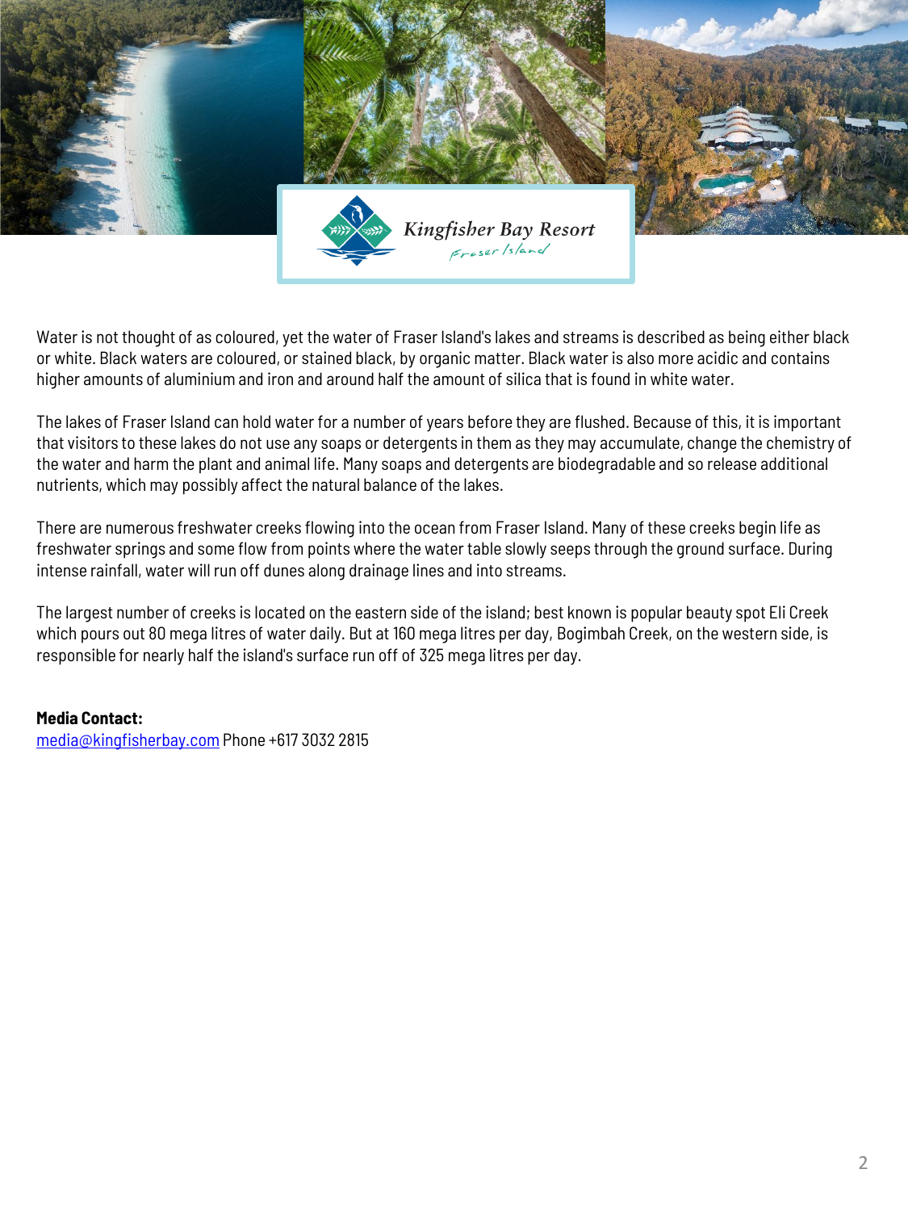Water is not thought of as coloured, yet the water of Fraser Island's lakes and streams is described as being either black or white. Black waters are coloured, or stained black, by organic matter. Black water is also more acidic and contains higher amounts of aluminium and iron and around half the amount of silica that is found in white water.

The lakes of Fraser Island can hold water for a number of years before they are flushed. Because of this, it is important that visitors to these lakes do not use any soaps or detergents in them as they may accumulate, change the chemistry of the water and harm the plant and animal life. Many soaps and detergents are biodegradable and so release additional nutrients, which may possibly affect the natural balance of the lakes.

There are numerous freshwater creeks flowing into the ocean from Fraser Island. Many of these creeks begin life as freshwater springs and some flow from points where the water table slowly seeps through the ground surface. During intense rainfall, water will run off dunes along drainage lines and into streams.

The largest number of creeks is located on the eastern side of the island; best known is popular beauty spot Eli Creek which pours out 80 mega litres of water daily. But at 160 mega litres per day, Bogimbah Creek, on the western side, is responsible for nearly half the island's surface run off of 325 mega litres per day.

**Media Contact:**
media@kingfisherbay.com Phone +617 3032 2815